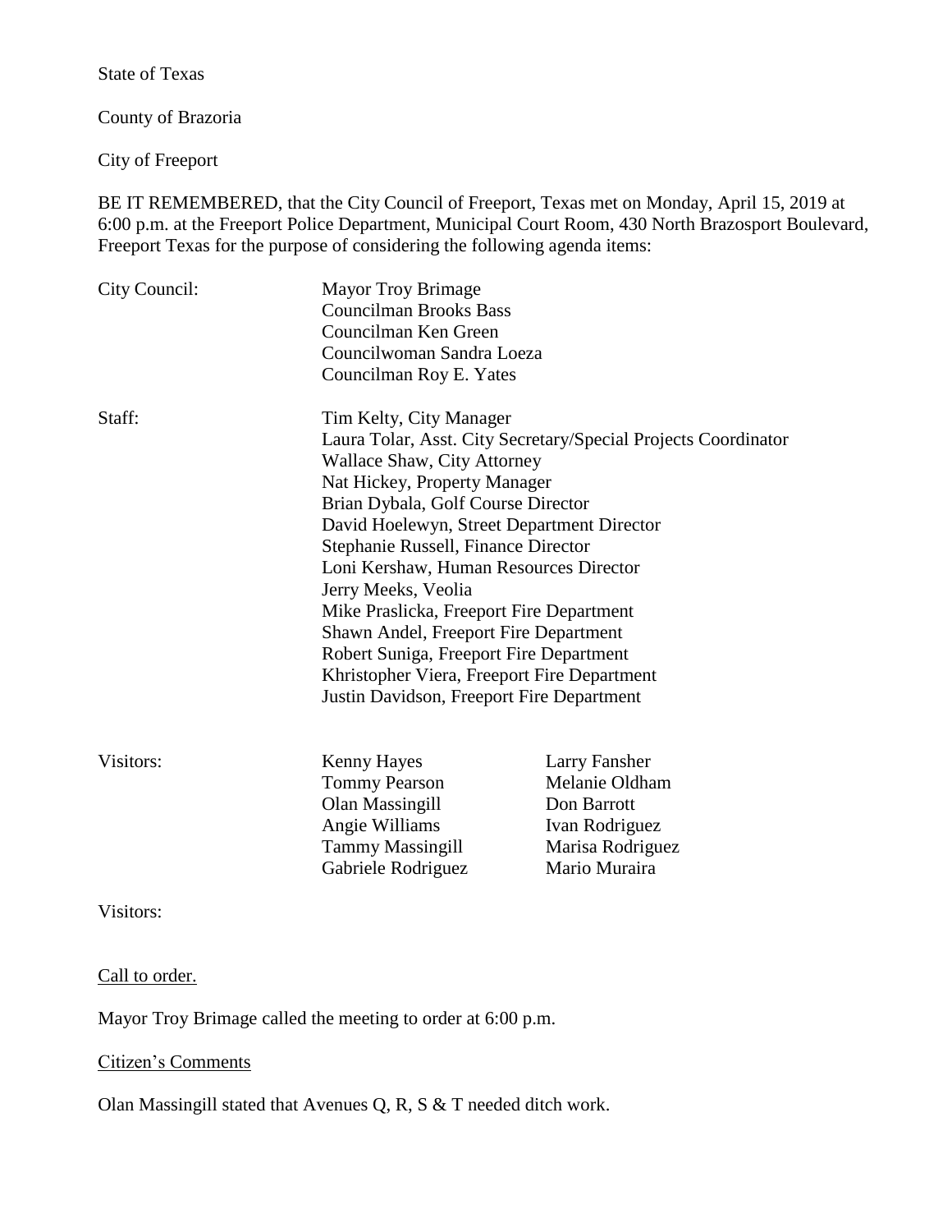State of Texas

County of Brazoria

City of Freeport

BE IT REMEMBERED, that the City Council of Freeport, Texas met on Monday, April 15, 2019 at 6:00 p.m. at the Freeport Police Department, Municipal Court Room, 430 North Brazosport Boulevard, Freeport Texas for the purpose of considering the following agenda items:

| | |
|---|---|
| City Council: | Mayor Troy Brimage<br>Councilman Brooks Bass<br>Councilman Ken Green<br>Councilwoman Sandra Loeza<br>Councilman Roy E. Yates |
| Staff: | Tim Kelty, City Manager<br>Laura Tolar, Asst. City Secretary/Special Projects Coordinator<br>Wallace Shaw, City Attorney<br>Nat Hickey, Property Manager<br>Brian Dybala, Golf Course Director<br>David Hoelewyn, Street Department Director<br>Stephanie Russell, Finance Director<br>Loni Kershaw, Human Resources Director<br>Jerry Meeks, Veolia<br>Mike Praslicka, Freeport Fire Department<br>Shawn Andel, Freeport Fire Department<br>Robert Suniga, Freeport Fire Department<br>Khristopher Viera, Freeport Fire Department<br>Justin Davidson, Freeport Fire Department |

| | | |
|---|---|---|
| Visitors: | Kenny Hayes | Larry Fansher |
| | Tommy Pearson | Melanie Oldham |
| | Olan Massingill | Don Barrott |
| | Angie Williams | Ivan Rodriguez |
| | Tammy Massingill | Marisa Rodriguez |
| | Gabriele Rodriguez | Mario Muraira |

Visitors:

Call to order.

Mayor Troy Brimage called the meeting to order at 6:00 p.m.

Citizen's Comments

Olan Massingill stated that Avenues Q, R, S & T needed ditch work.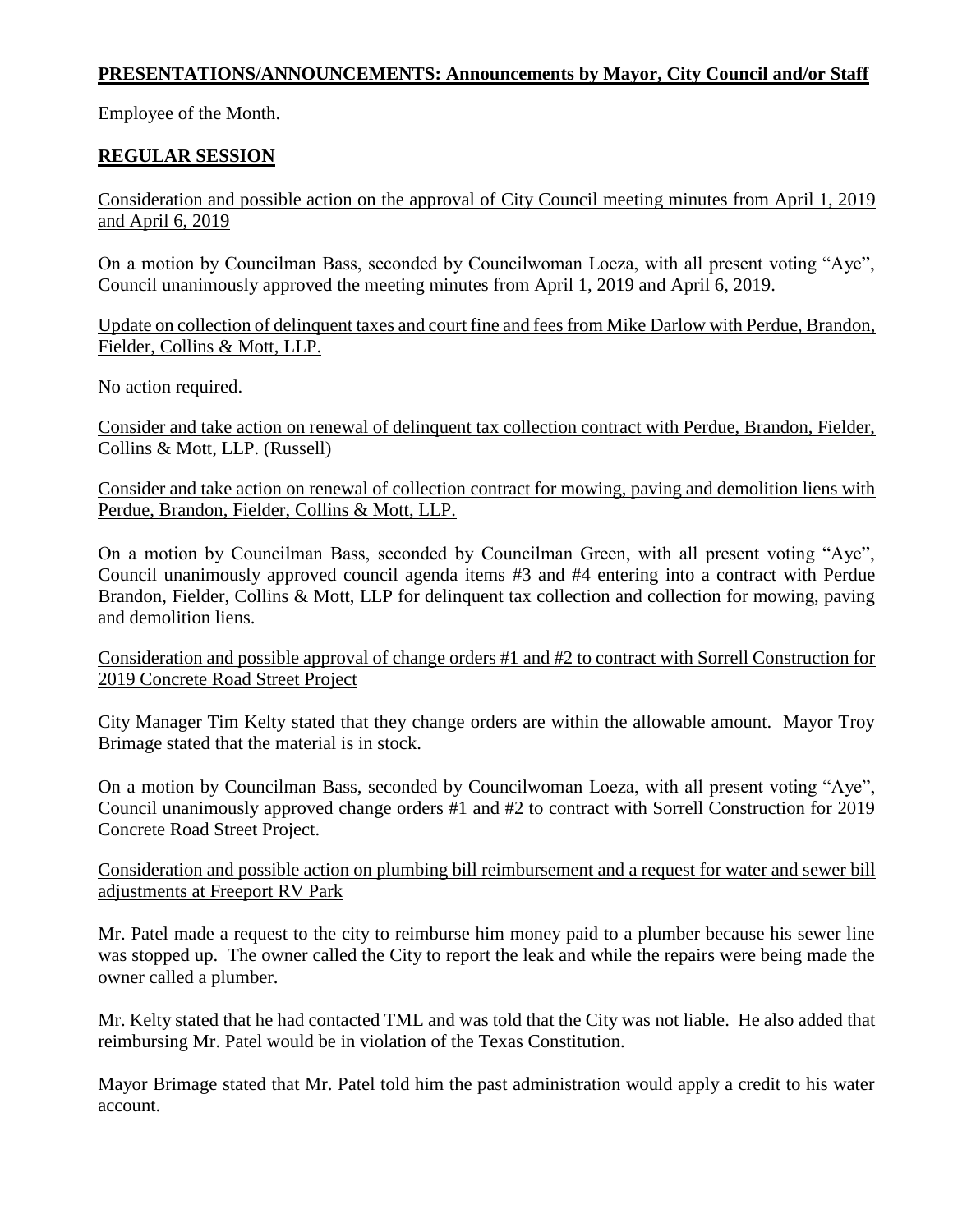**PRESENTATIONS/ANNOUNCEMENTS: Announcements by Mayor, City Council and/or Staff**

Employee of the Month.

**REGULAR SESSION**

Consideration and possible action on the approval of City Council meeting minutes from April 1, 2019 and April 6, 2019

On a motion by Councilman Bass, seconded by Councilwoman Loeza, with all present voting "Aye", Council unanimously approved the meeting minutes from April 1, 2019 and April 6, 2019.

Update on collection of delinquent taxes and court fine and fees from Mike Darlow with Perdue, Brandon, Fielder, Collins & Mott, LLP.

No action required.

Consider and take action on renewal of delinquent tax collection contract with Perdue, Brandon, Fielder, Collins & Mott, LLP. (Russell)

Consider and take action on renewal of collection contract for mowing, paving and demolition liens with Perdue, Brandon, Fielder, Collins & Mott, LLP.

On a motion by Councilman Bass, seconded by Councilman Green, with all present voting "Aye", Council unanimously approved council agenda items #3 and #4 entering into a contract with Perdue Brandon, Fielder, Collins & Mott, LLP for delinquent tax collection and collection for mowing, paving and demolition liens.

Consideration and possible approval of change orders #1 and #2 to contract with Sorrell Construction for 2019 Concrete Road Street Project

City Manager Tim Kelty stated that they change orders are within the allowable amount. Mayor Troy Brimage stated that the material is in stock.

On a motion by Councilman Bass, seconded by Councilwoman Loeza, with all present voting "Aye", Council unanimously approved change orders #1 and #2 to contract with Sorrell Construction for 2019 Concrete Road Street Project.

Consideration and possible action on plumbing bill reimbursement and a request for water and sewer bill adjustments at Freeport RV Park

Mr. Patel made a request to the city to reimburse him money paid to a plumber because his sewer line was stopped up. The owner called the City to report the leak and while the repairs were being made the owner called a plumber.

Mr. Kelty stated that he had contacted TML and was told that the City was not liable. He also added that reimbursing Mr. Patel would be in violation of the Texas Constitution.

Mayor Brimage stated that Mr. Patel told him the past administration would apply a credit to his water account.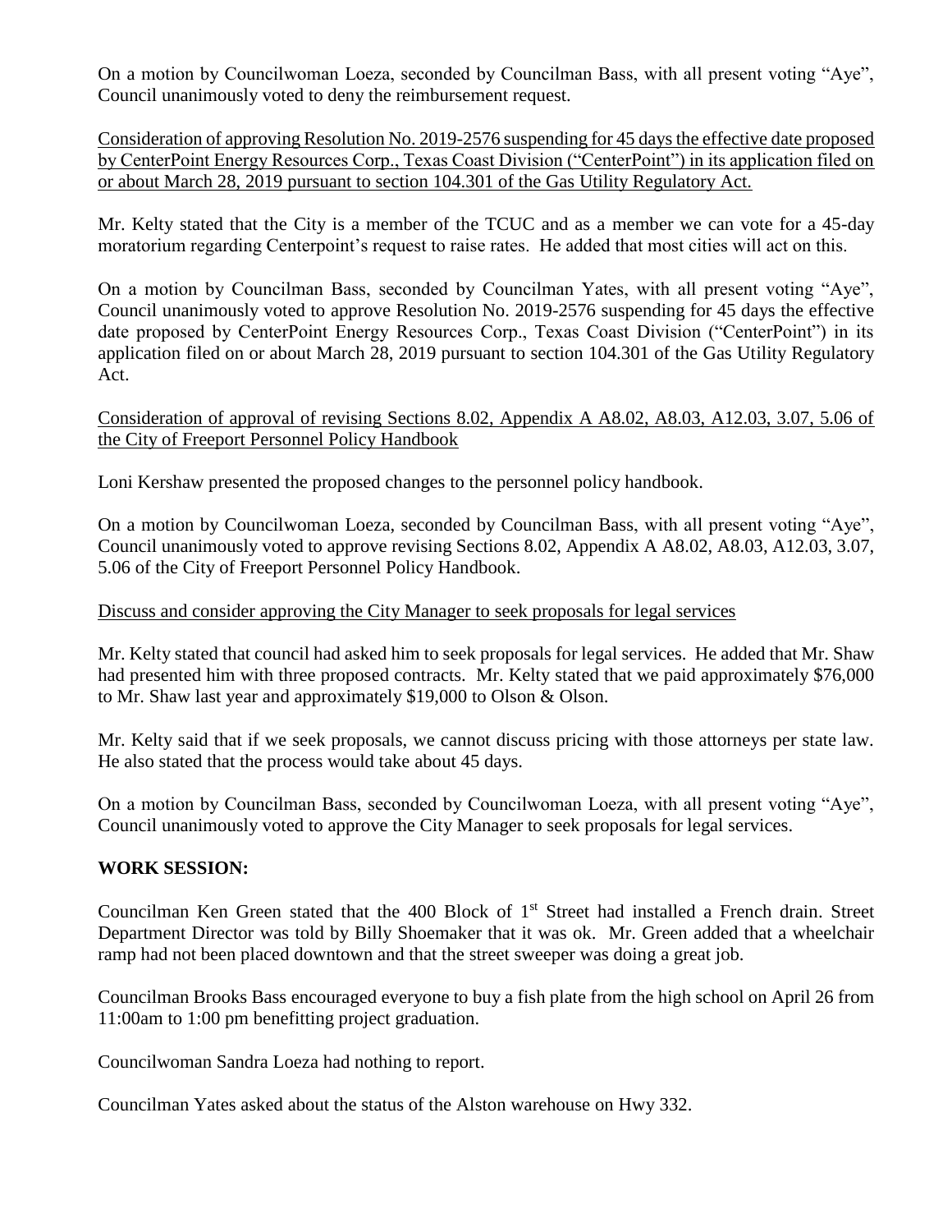On a motion by Councilwoman Loeza, seconded by Councilman Bass, with all present voting "Aye", Council unanimously voted to deny the reimbursement request.

Consideration of approving Resolution No. 2019-2576 suspending for 45 days the effective date proposed by CenterPoint Energy Resources Corp., Texas Coast Division ("CenterPoint") in its application filed on or about March 28, 2019 pursuant to section 104.301 of the Gas Utility Regulatory Act.

Mr. Kelty stated that the City is a member of the TCUC and as a member we can vote for a 45-day moratorium regarding Centerpoint's request to raise rates. He added that most cities will act on this.

On a motion by Councilman Bass, seconded by Councilman Yates, with all present voting "Aye", Council unanimously voted to approve Resolution No. 2019-2576 suspending for 45 days the effective date proposed by CenterPoint Energy Resources Corp., Texas Coast Division ("CenterPoint") in its application filed on or about March 28, 2019 pursuant to section 104.301 of the Gas Utility Regulatory Act.

Consideration of approval of revising Sections 8.02, Appendix A A8.02, A8.03, A12.03, 3.07, 5.06 of the City of Freeport Personnel Policy Handbook

Loni Kershaw presented the proposed changes to the personnel policy handbook.

On a motion by Councilwoman Loeza, seconded by Councilman Bass, with all present voting "Aye", Council unanimously voted to approve revising Sections 8.02, Appendix A A8.02, A8.03, A12.03, 3.07, 5.06 of the City of Freeport Personnel Policy Handbook.

Discuss and consider approving the City Manager to seek proposals for legal services

Mr. Kelty stated that council had asked him to seek proposals for legal services. He added that Mr. Shaw had presented him with three proposed contracts. Mr. Kelty stated that we paid approximately $76,000 to Mr. Shaw last year and approximately $19,000 to Olson & Olson.

Mr. Kelty said that if we seek proposals, we cannot discuss pricing with those attorneys per state law. He also stated that the process would take about 45 days.

On a motion by Councilman Bass, seconded by Councilwoman Loeza, with all present voting "Aye", Council unanimously voted to approve the City Manager to seek proposals for legal services.

**WORK SESSION:**

Councilman Ken Green stated that the 400 Block of 1st Street had installed a French drain. Street Department Director was told by Billy Shoemaker that it was ok. Mr. Green added that a wheelchair ramp had not been placed downtown and that the street sweeper was doing a great job.

Councilman Brooks Bass encouraged everyone to buy a fish plate from the high school on April 26 from 11:00am to 1:00 pm benefitting project graduation.

Councilwoman Sandra Loeza had nothing to report.

Councilman Yates asked about the status of the Alston warehouse on Hwy 332.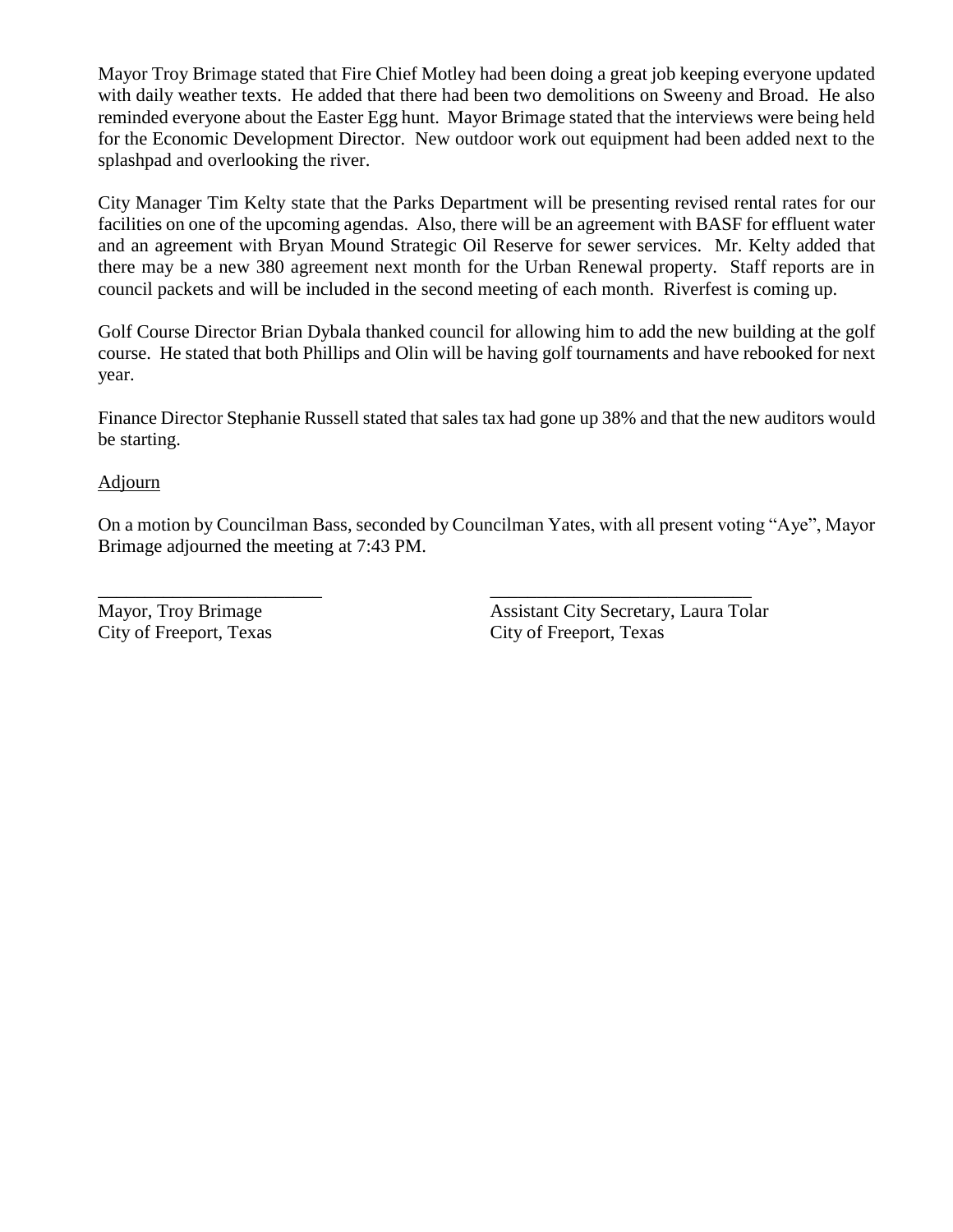Mayor Troy Brimage stated that Fire Chief Motley had been doing a great job keeping everyone updated with daily weather texts. He added that there had been two demolitions on Sweeny and Broad. He also reminded everyone about the Easter Egg hunt. Mayor Brimage stated that the interviews were being held for the Economic Development Director. New outdoor work out equipment had been added next to the splashpad and overlooking the river.

City Manager Tim Kelty state that the Parks Department will be presenting revised rental rates for our facilities on one of the upcoming agendas. Also, there will be an agreement with BASF for effluent water and an agreement with Bryan Mound Strategic Oil Reserve for sewer services. Mr. Kelty added that there may be a new 380 agreement next month for the Urban Renewal property. Staff reports are in council packets and will be included in the second meeting of each month. Riverfest is coming up.

Golf Course Director Brian Dybala thanked council for allowing him to add the new building at the golf course. He stated that both Phillips and Olin will be having golf tournaments and have rebooked for next year.

Finance Director Stephanie Russell stated that sales tax had gone up 38% and that the new auditors would be starting.

<u>Adjourn</u>

On a motion by Councilman Bass, seconded by Councilman Yates, with all present voting "Aye", Mayor Brimage adjourned the meeting at 7:43 PM.

\_\_\_\_\_\_\_\_\_\_\_\_\_\_\_\_\_\_\_\_\_\_\_\_
Mayor, Troy Brimage
City of Freeport, Texas

\_\_\_\_\_\_\_\_\_\_\_\_\_\_\_\_\_\_\_\_\_\_\_\_\_\_\_\_
Assistant City Secretary, Laura Tolar
City of Freeport, Texas